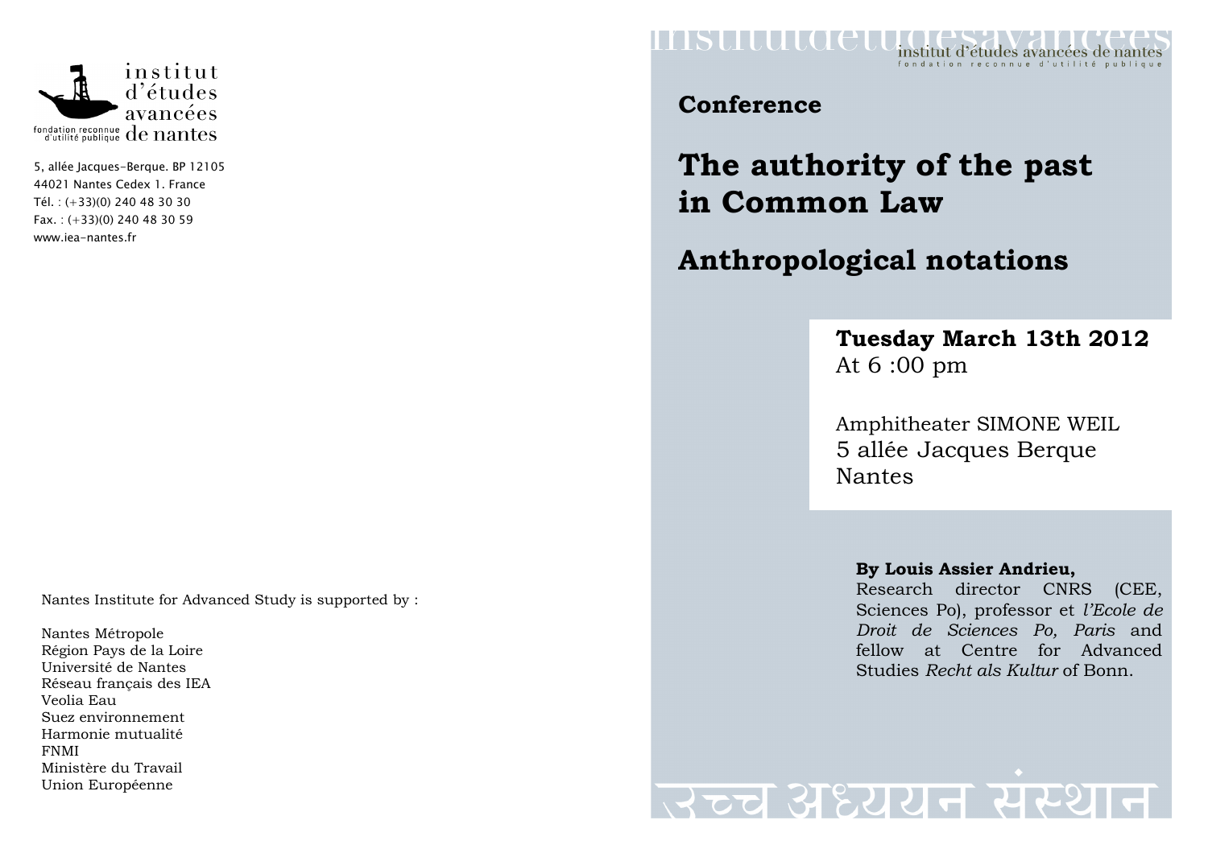institut d'études avancées de nantes

fondation reconnue d'utilité publique

5, allée Jacques-Berque. BP 12105
44021 Nantes Cedex 1. France
Tél. : (+33)(0) 240 48 30 30
Fax. : (+33)(0) 240 48 30 59
www.iea-nantes.fr

Nantes Institute for Advanced Study is supported by :

Nantes Métropole
Région Pays de la Loire
Université de Nantes
Réseau français des IEA
Veolia Eau
Suez environnement
Harmonie mutualité
FNMI
Ministère du Travail
Union Européenne

institut d'études avancées de nantes
fondation reconnue d'utilité publique

**Conference**

# The authority of the past in Common Law

# Anthropological notations

**Tuesday March 13th 2012**
At 6 :00 pm

Amphitheater SIMONE WEIL
5 allée Jacques Berque
Nantes

**By Louis Assier Andrieu,**
Research director CNRS (CEE, Sciences Po), professor et *l'Ecole de Droit de Sciences Po, Paris* and fellow at Centre for Advanced Studies *Recht als Kultur* of Bonn.

उच्च अध्ययन संस्थान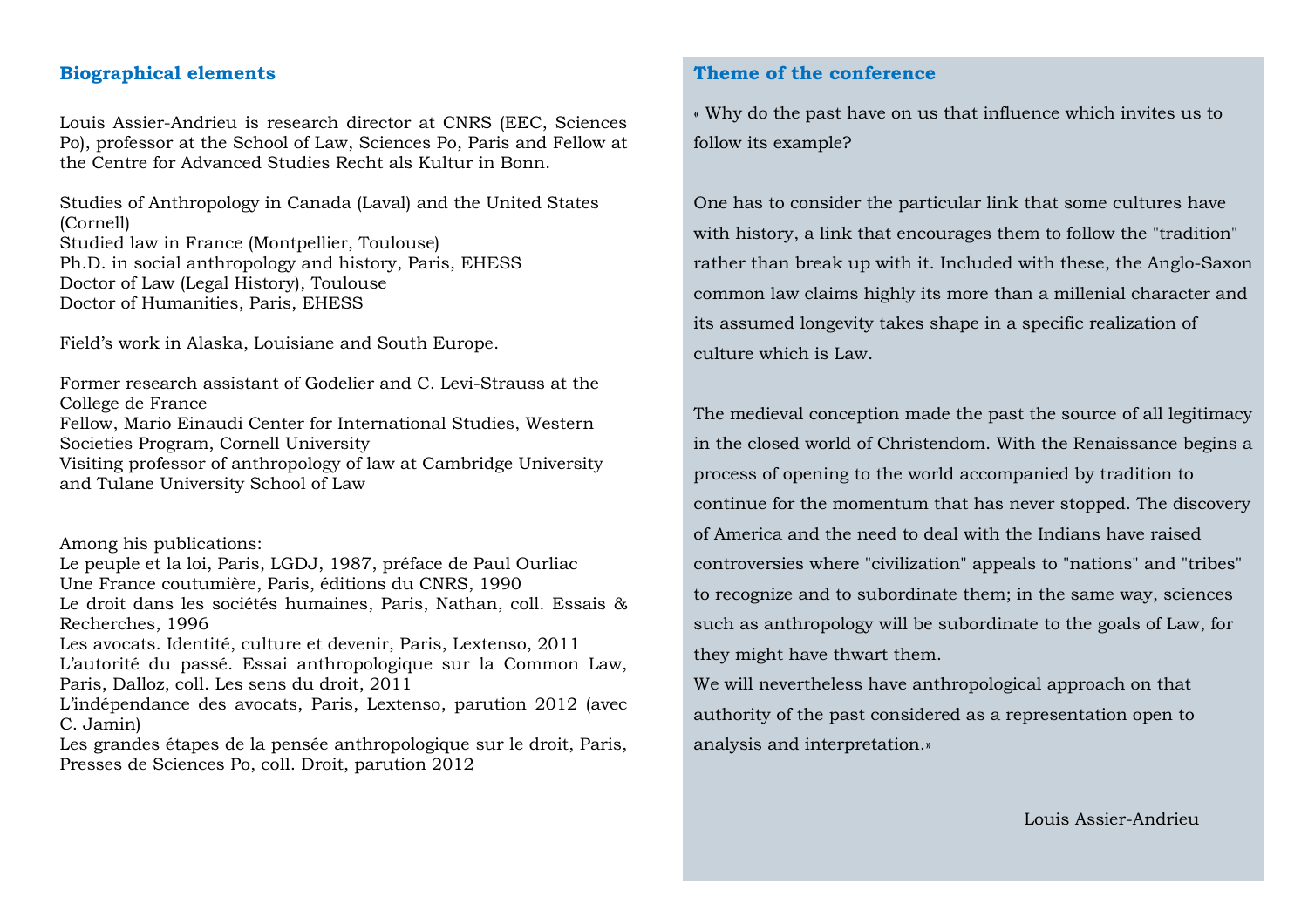## Biographical elements

Louis Assier-Andrieu is research director at CNRS (EEC, Sciences Po), professor at the School of Law, Sciences Po, Paris and Fellow at the Centre for Advanced Studies Recht als Kultur in Bonn.

Studies of Anthropology in Canada (Laval) and the United States (Cornell)
Studied law in France (Montpellier, Toulouse)
Ph.D. in social anthropology and history, Paris, EHESS
Doctor of Law (Legal History), Toulouse
Doctor of Humanities, Paris, EHESS

Field's work in Alaska, Louisiane and South Europe.

Former research assistant of Godelier and C. Levi-Strauss at the College de France
Fellow, Mario Einaudi Center for International Studies, Western Societies Program, Cornell University
Visiting professor of anthropology of law at Cambridge University and Tulane University School of Law

Among his publications:
Le peuple et la loi, Paris, LGDJ, 1987, préface de Paul Ourliac
Une France coutumière, Paris, éditions du CNRS, 1990
Le droit dans les sociétés humaines, Paris, Nathan, coll. Essais & Recherches, 1996
Les avocats. Identité, culture et devenir, Paris, Lextenso, 2011
L'autorité du passé. Essai anthropologique sur la Common Law, Paris, Dalloz, coll. Les sens du droit, 2011
L'indépendance des avocats, Paris, Lextenso, parution 2012 (avec C. Jamin)
Les grandes étapes de la pensée anthropologique sur le droit, Paris, Presses de Sciences Po, coll. Droit, parution 2012

## Theme of the conference

« Why do the past have on us that influence which invites us to follow its example?

One has to consider the particular link that some cultures have with history, a link that encourages them to follow the "tradition" rather than break up with it. Included with these, the Anglo-Saxon common law claims highly its more than a millenial character and its assumed longevity takes shape in a specific realization of culture which is Law.

The medieval conception made the past the source of all legitimacy in the closed world of Christendom. With the Renaissance begins a process of opening to the world accompanied by tradition to continue for the momentum that has never stopped. The discovery of America and the need to deal with the Indians have raised controversies where "civilization" appeals to "nations" and "tribes" to recognize and to subordinate them; in the same way, sciences such as anthropology will be subordinate to the goals of Law, for they might have thwart them.
We will nevertheless have anthropological approach on that authority of the past considered as a representation open to analysis and interpretation.»

Louis Assier-Andrieu